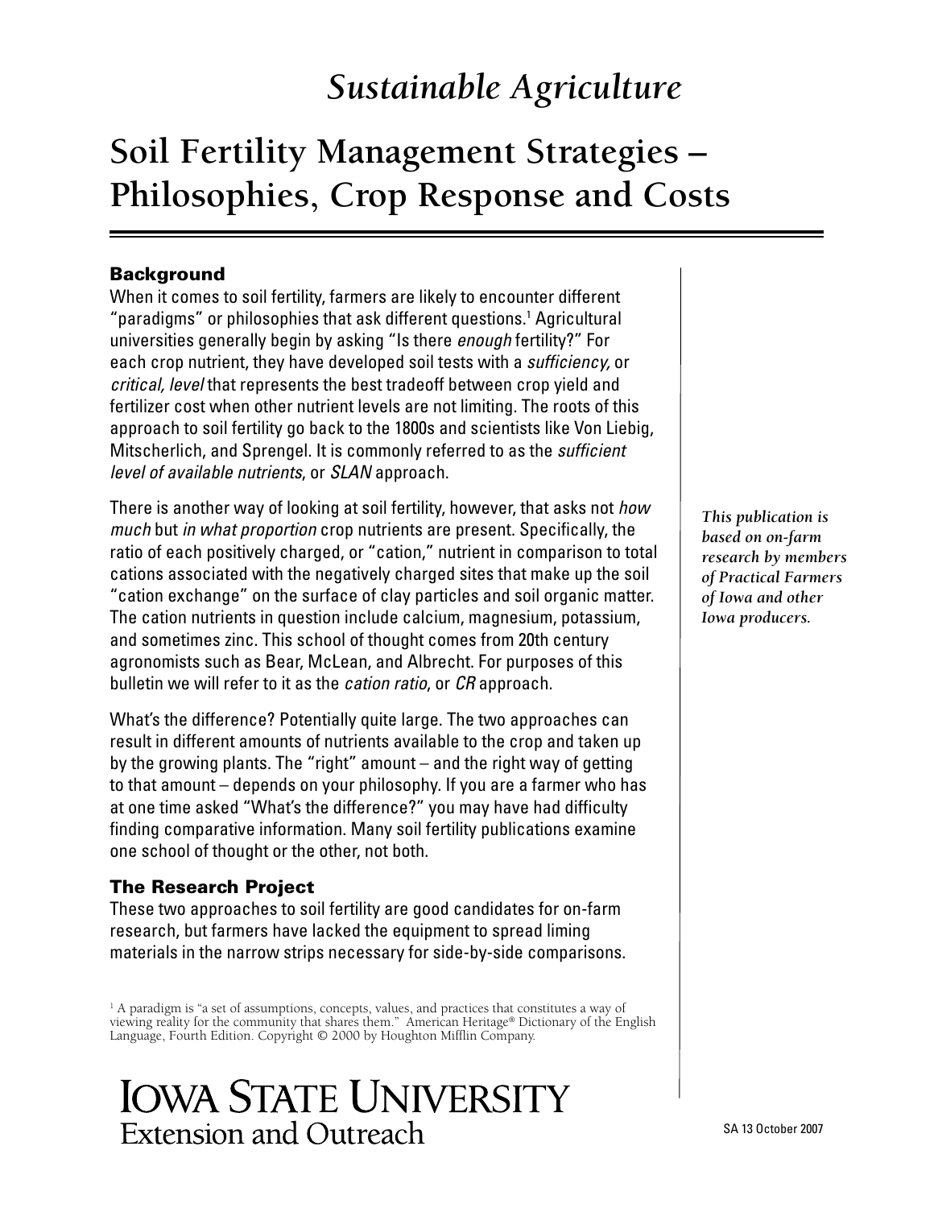# *Sustainable Agriculture*

# Soil Fertility Management Strategies – Philosophies, Crop Response and Costs

### Background

When it comes to soil fertility, farmers are likely to encounter different "paradigms" or philosophies that ask different questions.[1] Agricultural universities generally begin by asking "Is there *enough* fertility?" For each crop nutrient, they have developed soil tests with a *sufficiency,* or *critical, level* that represents the best tradeoff between crop yield and fertilizer cost when other nutrient levels are not limiting. The roots of this approach to soil fertility go back to the 1800s and scientists like Von Liebig, Mitscherlich, and Sprengel. It is commonly referred to as the *sufficient level of available nutrients*, or *SLAN* approach.

There is another way of looking at soil fertility, however, that asks not *how much* but *in what proportion* crop nutrients are present. Specifically, the ratio of each positively charged, or "cation," nutrient in comparison to total cations associated with the negatively charged sites that make up the soil "cation exchange" on the surface of clay particles and soil organic matter. The cation nutrients in question include calcium, magnesium, potassium, and sometimes zinc. This school of thought comes from 20th century agronomists such as Bear, McLean, and Albrecht. For purposes of this bulletin we will refer to it as the *cation ratio*, or *CR* approach.

*This publication is based on on-farm research by members of Practical Farmers of Iowa and other Iowa producers.*

What's the difference? Potentially quite large. The two approaches can result in different amounts of nutrients available to the crop and taken up by the growing plants. The "right" amount – and the right way of getting to that amount – depends on your philosophy. If you are a farmer who has at one time asked "What's the difference?" you may have had difficulty finding comparative information. Many soil fertility publications examine one school of thought or the other, not both.

### The Research Project

These two approaches to soil fertility are good candidates for on-farm research, but farmers have lacked the equipment to spread liming materials in the narrow strips necessary for side-by-side comparisons.

[1] A paradigm is "a set of assumptions, concepts, values, and practices that constitutes a way of viewing reality for the community that shares them." American Heritage® Dictionary of the English Language, Fourth Edition. Copyright © 2000 by Houghton Mifflin Company.

IOWA STATE UNIVERSITY
Extension and Outreach

SA 13 October 2007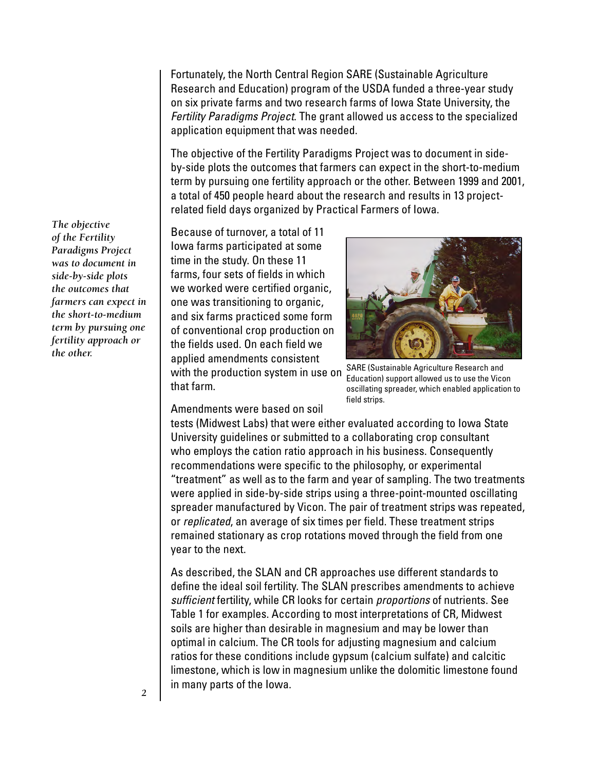Fortunately, the North Central Region SARE (Sustainable Agriculture Research and Education) program of the USDA funded a three-year study on six private farms and two research farms of Iowa State University, the *Fertility Paradigms Project*. The grant allowed us access to the specialized application equipment that was needed.

The objective of the Fertility Paradigms Project was to document in side-by-side plots the outcomes that farmers can expect in the short-to-medium term by pursuing one fertility approach or the other. Between 1999 and 2001, a total of 450 people heard about the research and results in 13 project-related field days organized by Practical Farmers of Iowa.

*The objective of the Fertility Paradigms Project was to document in side-by-side plots the outcomes that farmers can expect in the short-to-medium term by pursuing one fertility approach or the other.*

Because of turnover, a total of 11 Iowa farms participated at some time in the study. On these 11 farms, four sets of fields in which we worked were certified organic, one was transitioning to organic, and six farms practiced some form of conventional crop production on the fields used. On each field we applied amendments consistent with the production system in use on that farm.

SARE (Sustainable Agriculture Research and Education) support allowed us to use the Vicon oscillating spreader, which enabled application to field strips.

Amendments were based on soil tests (Midwest Labs) that were either evaluated according to Iowa State University guidelines or submitted to a collaborating crop consultant who employs the cation ratio approach in his business. Consequently recommendations were specific to the philosophy, or experimental "treatment" as well as to the farm and year of sampling. The two treatments were applied in side-by-side strips using a three-point-mounted oscillating spreader manufactured by Vicon. The pair of treatment strips was repeated, or *replicated*, an average of six times per field. These treatment strips remained stationary as crop rotations moved through the field from one year to the next.

As described, the SLAN and CR approaches use different standards to define the ideal soil fertility. The SLAN prescribes amendments to achieve *sufficient* fertility, while CR looks for certain *proportions* of nutrients. See Table 1 for examples. According to most interpretations of CR, Midwest soils are higher than desirable in magnesium and may be lower than optimal in calcium. The CR tools for adjusting magnesium and calcium ratios for these conditions include gypsum (calcium sulfate) and calcitic limestone, which is low in magnesium unlike the dolomitic limestone found in many parts of the Iowa.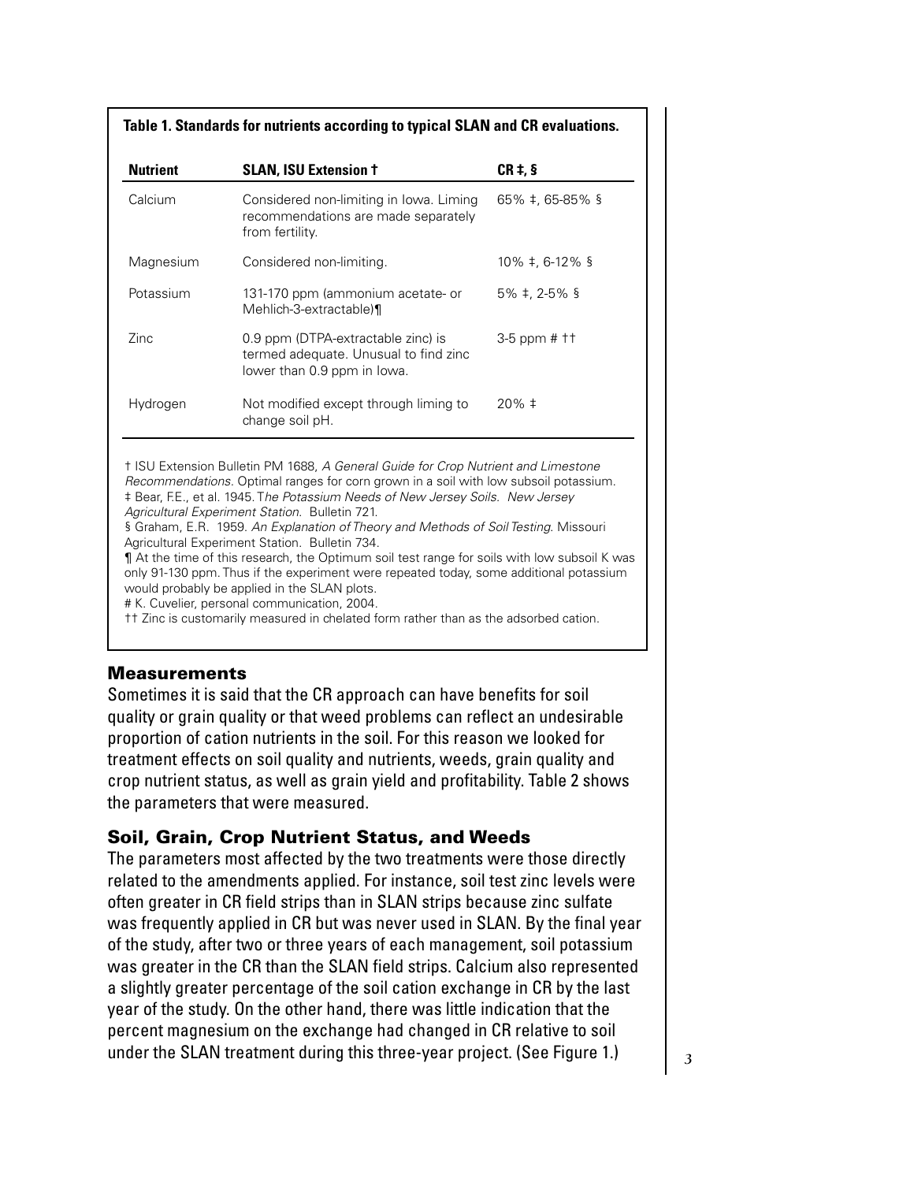**Table 1. Standards for nutrients according to typical SLAN and CR evaluations.**

| Nutrient | SLAN, ISU Extension † | CR ‡, § |
|---|---|---|
| Calcium | Considered non-limiting in Iowa. Liming recommendations are made separately from fertility. | 65% ‡, 65-85% § |
| Magnesium | Considered non-limiting. | 10% ‡, 6-12% § |
| Potassium | 131-170 ppm (ammonium acetate- or Mehlich-3-extractable)¶ | 5% ‡, 2-5% § |
| Zinc | 0.9 ppm (DTPA-extractable zinc) is termed adequate. Unusual to find zinc lower than 0.9 ppm in Iowa. | 3-5 ppm # †† |
| Hydrogen | Not modified except through liming to change soil pH. | 20% ‡ |

† ISU Extension Bulletin PM 1688, *A General Guide for Crop Nutrient and Limestone Recommendations.* Optimal ranges for corn grown in a soil with low subsoil potassium.
‡ Bear, F.E., et al. 1945. *The Potassium Needs of New Jersey Soils. New Jersey Agricultural Experiment Station.* Bulletin 721.
§ Graham, E.R. 1959. *An Explanation of Theory and Methods of Soil Testing.* Missouri Agricultural Experiment Station. Bulletin 734.
¶ At the time of this research, the Optimum soil test range for soils with low subsoil K was only 91-130 ppm. Thus if the experiment were repeated today, some additional potassium would probably be applied in the SLAN plots.
# K. Cuvelier, personal communication, 2004.
†† Zinc is customarily measured in chelated form rather than as the adsorbed cation.

## Measurements

Sometimes it is said that the CR approach can have benefits for soil quality or grain quality or that weed problems can reflect an undesirable proportion of cation nutrients in the soil. For this reason we looked for treatment effects on soil quality and nutrients, weeds, grain quality and crop nutrient status, as well as grain yield and profitability. Table 2 shows the parameters that were measured.

## Soil, Grain, Crop Nutrient Status, and Weeds

The parameters most affected by the two treatments were those directly related to the amendments applied. For instance, soil test zinc levels were often greater in CR field strips than in SLAN strips because zinc sulfate was frequently applied in CR but was never used in SLAN. By the final year of the study, after two or three years of each management, soil potassium was greater in the CR than the SLAN field strips. Calcium also represented a slightly greater percentage of the soil cation exchange in CR by the last year of the study. On the other hand, there was little indication that the percent magnesium on the exchange had changed in CR relative to soil under the SLAN treatment during this three-year project. (See Figure 1.)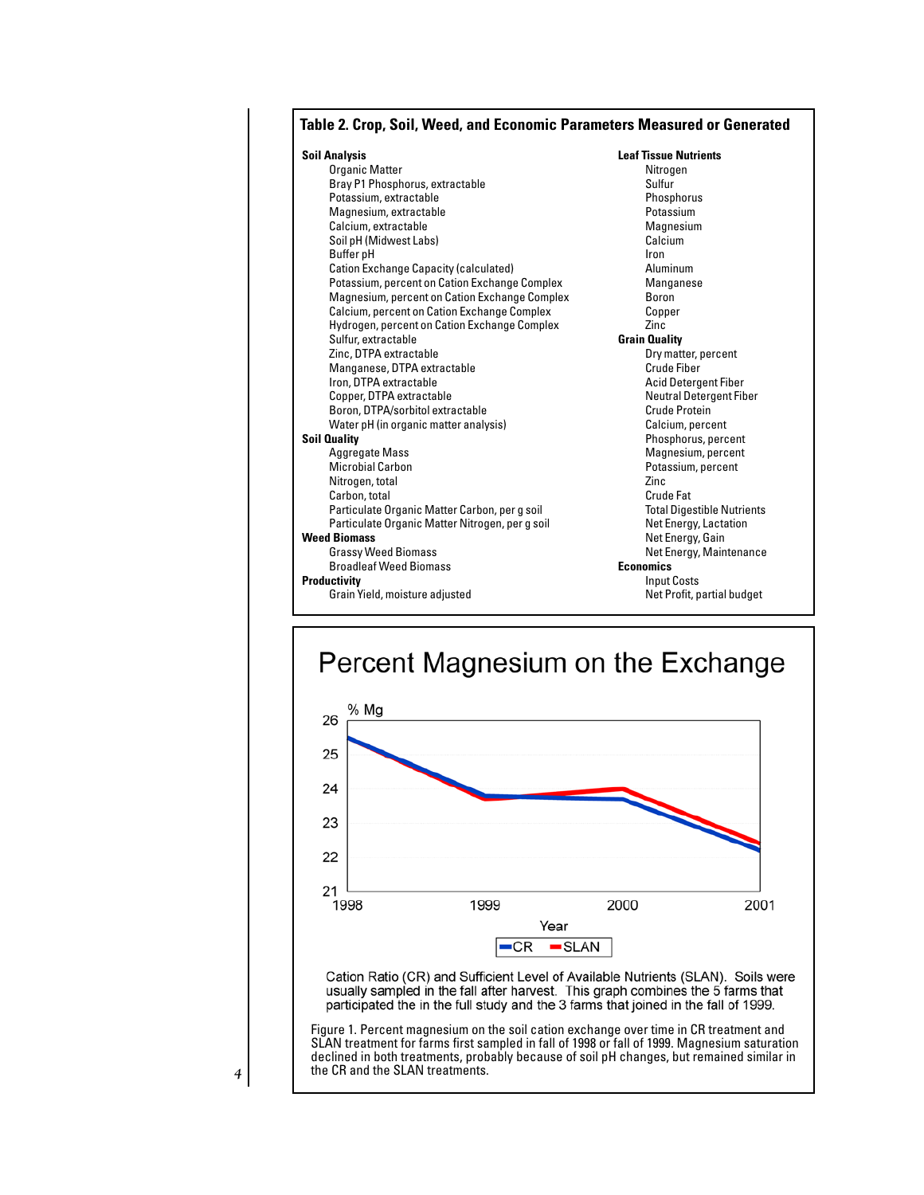## Table 2. Crop, Soil, Weed, and Economic Parameters Measured or Generated

**Soil Analysis**
- Organic Matter
- Bray P1 Phosphorus, extractable
- Potassium, extractable
- Magnesium, extractable
- Calcium, extractable
- Soil pH (Midwest Labs)
- Buffer pH
- Cation Exchange Capacity (calculated)
- Potassium, percent on Cation Exchange Complex
- Magnesium, percent on Cation Exchange Complex
- Calcium, percent on Cation Exchange Complex
- Hydrogen, percent on Cation Exchange Complex
- Sulfur, extractable
- Zinc, DTPA extractable
- Manganese, DTPA extractable
- Iron, DTPA extractable
- Copper, DTPA extractable
- Boron, DTPA/sorbitol extractable
- Water pH (in organic matter analysis)

**Soil Quality**
- Aggregate Mass
- Microbial Carbon
- Nitrogen, total
- Carbon, total
- Particulate Organic Matter Carbon, per g soil
- Particulate Organic Matter Nitrogen, per g soil

**Weed Biomass**
- Grassy Weed Biomass
- Broadleaf Weed Biomass

**Productivity**
- Grain Yield, moisture adjusted

**Leaf Tissue Nutrients**
- Nitrogen
- Sulfur
- Phosphorus
- Potassium
- Magnesium
- Calcium
- Iron
- Aluminum
- Manganese
- Boron
- Copper
- Zinc

**Grain Quality**
- Dry matter, percent
- Crude Fiber
- Acid Detergent Fiber
- Neutral Detergent Fiber
- Crude Protein
- Calcium, percent
- Phosphorus, percent
- Magnesium, percent
- Potassium, percent
- Zinc
- Crude Fat
- Total Digestible Nutrients
- Net Energy, Lactation
- Net Energy, Gain
- Net Energy, Maintenance

**Economics**
- Input Costs
- Net Profit, partial budget

## Percent Magnesium on the Exchange

Cation Ratio (CR) and Sufficient Level of Available Nutrients (SLAN). Soils were usually sampled in the fall after harvest. This graph combines the 5 farms that participated the in the full study and the 3 farms that joined in the fall of 1999.

Figure 1. Percent magnesium on the soil cation exchange over time in CR treatment and SLAN treatment for farms first sampled in fall of 1998 or fall of 1999. Magnesium saturation declined in both treatments, probably because of soil pH changes, but remained similar in the CR and the SLAN treatments.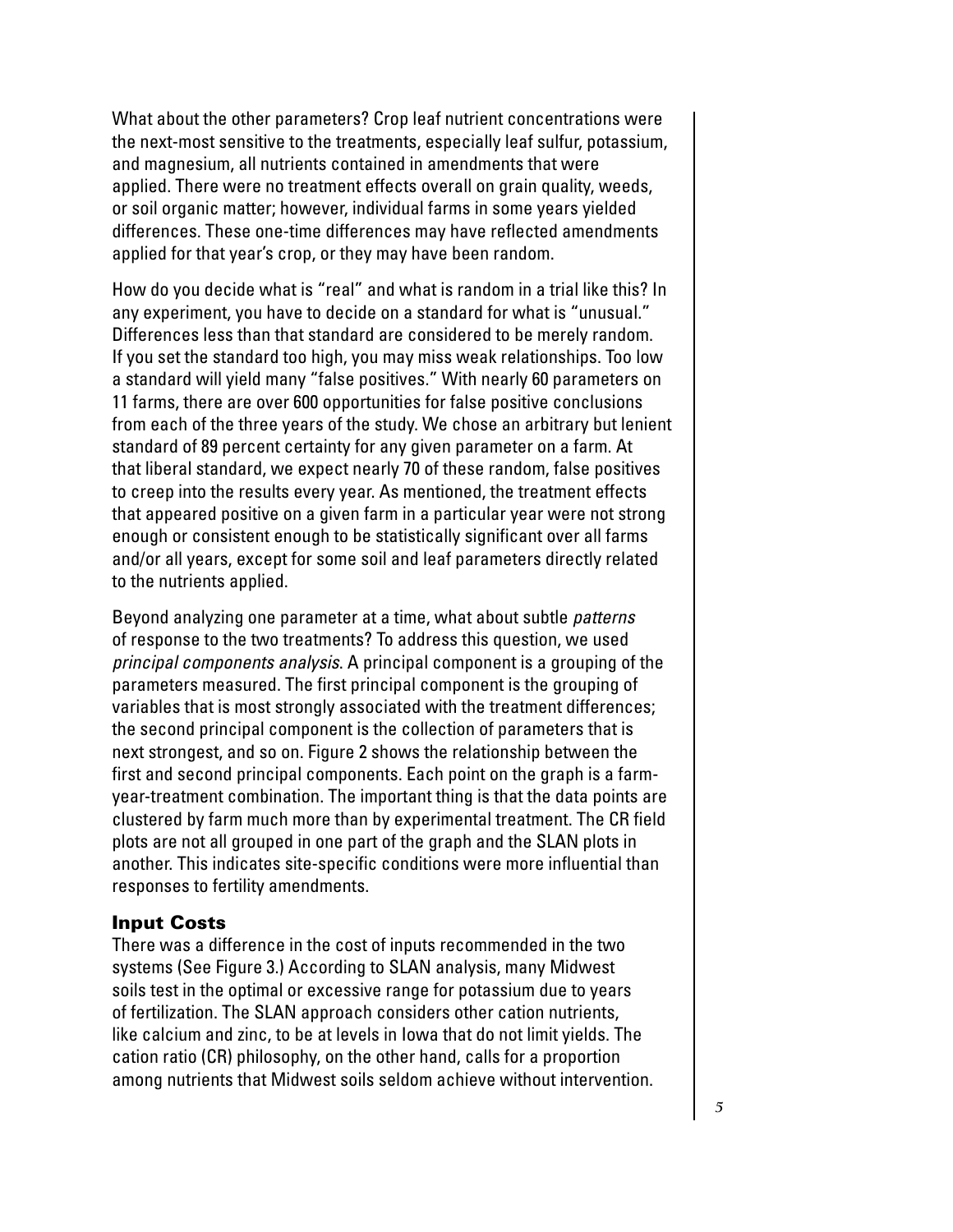What about the other parameters? Crop leaf nutrient concentrations were the next-most sensitive to the treatments, especially leaf sulfur, potassium, and magnesium, all nutrients contained in amendments that were applied. There were no treatment effects overall on grain quality, weeds, or soil organic matter; however, individual farms in some years yielded differences. These one-time differences may have reflected amendments applied for that year's crop, or they may have been random.

How do you decide what is "real" and what is random in a trial like this? In any experiment, you have to decide on a standard for what is "unusual." Differences less than that standard are considered to be merely random. If you set the standard too high, you may miss weak relationships. Too low a standard will yield many "false positives." With nearly 60 parameters on 11 farms, there are over 600 opportunities for false positive conclusions from each of the three years of the study. We chose an arbitrary but lenient standard of 89 percent certainty for any given parameter on a farm. At that liberal standard, we expect nearly 70 of these random, false positives to creep into the results every year. As mentioned, the treatment effects that appeared positive on a given farm in a particular year were not strong enough or consistent enough to be statistically significant over all farms and/or all years, except for some soil and leaf parameters directly related to the nutrients applied.

Beyond analyzing one parameter at a time, what about subtle *patterns* of response to the two treatments? To address this question, we used *principal components analysis*. A principal component is a grouping of the parameters measured. The first principal component is the grouping of variables that is most strongly associated with the treatment differences; the second principal component is the collection of parameters that is next strongest, and so on. Figure 2 shows the relationship between the first and second principal components. Each point on the graph is a farm-year-treatment combination. The important thing is that the data points are clustered by farm much more than by experimental treatment. The CR field plots are not all grouped in one part of the graph and the SLAN plots in another. This indicates site-specific conditions were more influential than responses to fertility amendments.

### Input Costs

There was a difference in the cost of inputs recommended in the two systems (See Figure 3.) According to SLAN analysis, many Midwest soils test in the optimal or excessive range for potassium due to years of fertilization. The SLAN approach considers other cation nutrients, like calcium and zinc, to be at levels in Iowa that do not limit yields. The cation ratio (CR) philosophy, on the other hand, calls for a proportion among nutrients that Midwest soils seldom achieve without intervention.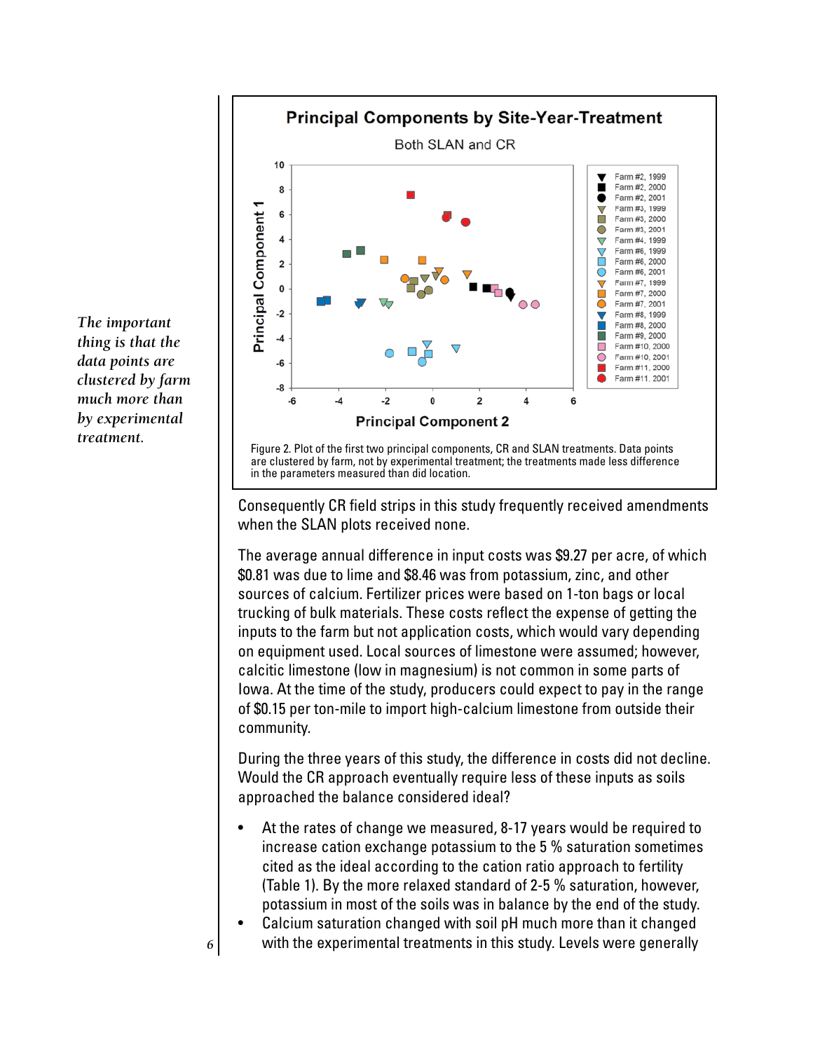*The important thing is that the data points are clustered by farm much more than by experimental treatment.*

Figure 2. Plot of the first two principal components, CR and SLAN treatments. Data points are clustered by farm, not by experimental treatment; the treatments made less difference in the parameters measured than did location.

Consequently CR field strips in this study frequently received amendments when the SLAN plots received none.

The average annual difference in input costs was $9.27 per acre, of which $0.81 was due to lime and $8.46 was from potassium, zinc, and other sources of calcium. Fertilizer prices were based on 1-ton bags or local trucking of bulk materials. These costs reflect the expense of getting the inputs to the farm but not application costs, which would vary depending on equipment used. Local sources of limestone were assumed; however, calcitic limestone (low in magnesium) is not common in some parts of Iowa. At the time of the study, producers could expect to pay in the range of $0.15 per ton-mile to import high-calcium limestone from outside their community.

During the three years of this study, the difference in costs did not decline. Would the CR approach eventually require less of these inputs as soils approached the balance considered ideal?

- At the rates of change we measured, 8-17 years would be required to increase cation exchange potassium to the 5 % saturation sometimes cited as the ideal according to the cation ratio approach to fertility (Table 1). By the more relaxed standard of 2-5 % saturation, however, potassium in most of the soils was in balance by the end of the study.
- Calcium saturation changed with soil pH much more than it changed with the experimental treatments in this study. Levels were generally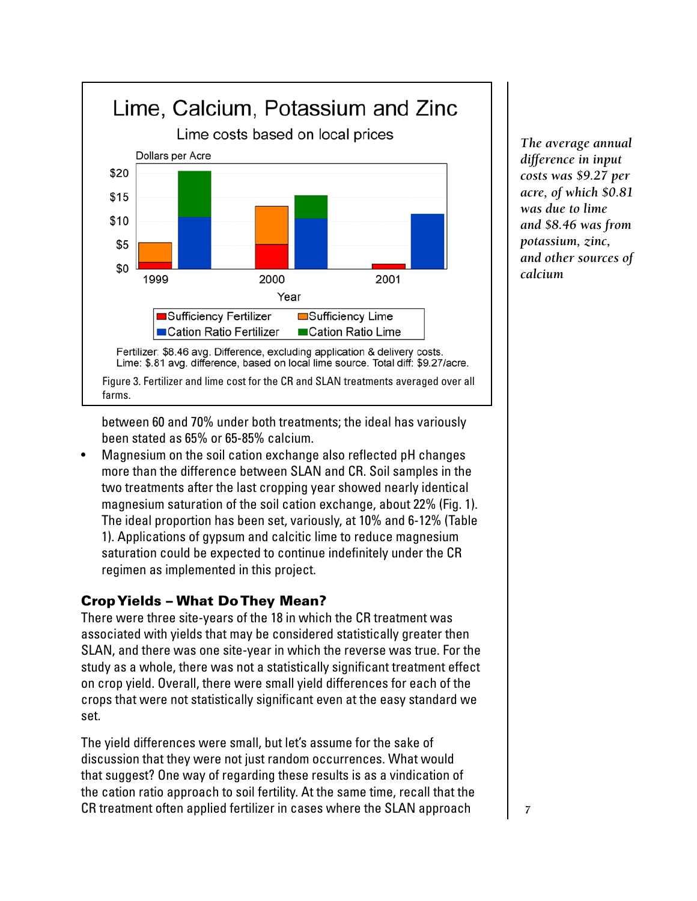Lime, Calcium, Potassium and Zinc

Lime costs based on local prices

Fertilizer: $8.46 avg. Difference, excluding application & delivery costs.
Lime: $.81 avg. difference, based on local lime source. Total diff: $9.27/acre.

Figure 3. Fertilizer and lime cost for the CR and SLAN treatments averaged over all farms.

*The average annual difference in input costs was $9.27 per acre, of which $0.81 was due to lime and $8.46 was from potassium, zinc, and other sources of calcium*

between 60 and 70% under both treatments; the ideal has variously been stated as 65% or 65-85% calcium.

- Magnesium on the soil cation exchange also reflected pH changes more than the difference between SLAN and CR. Soil samples in the two treatments after the last cropping year showed nearly identical magnesium saturation of the soil cation exchange, about 22% (Fig. 1). The ideal proportion has been set, variously, at 10% and 6-12% (Table 1). Applications of gypsum and calcitic lime to reduce magnesium saturation could be expected to continue indefinitely under the CR regimen as implemented in this project.

## Crop Yields – What Do They Mean?

There were three site-years of the 18 in which the CR treatment was associated with yields that may be considered statistically greater then SLAN, and there was one site-year in which the reverse was true. For the study as a whole, there was not a statistically significant treatment effect on crop yield. Overall, there were small yield differences for each of the crops that were not statistically significant even at the easy standard we set.

The yield differences were small, but let's assume for the sake of discussion that they were not just random occurrences. What would that suggest? One way of regarding these results is as a vindication of the cation ratio approach to soil fertility. At the same time, recall that the CR treatment often applied fertilizer in cases where the SLAN approach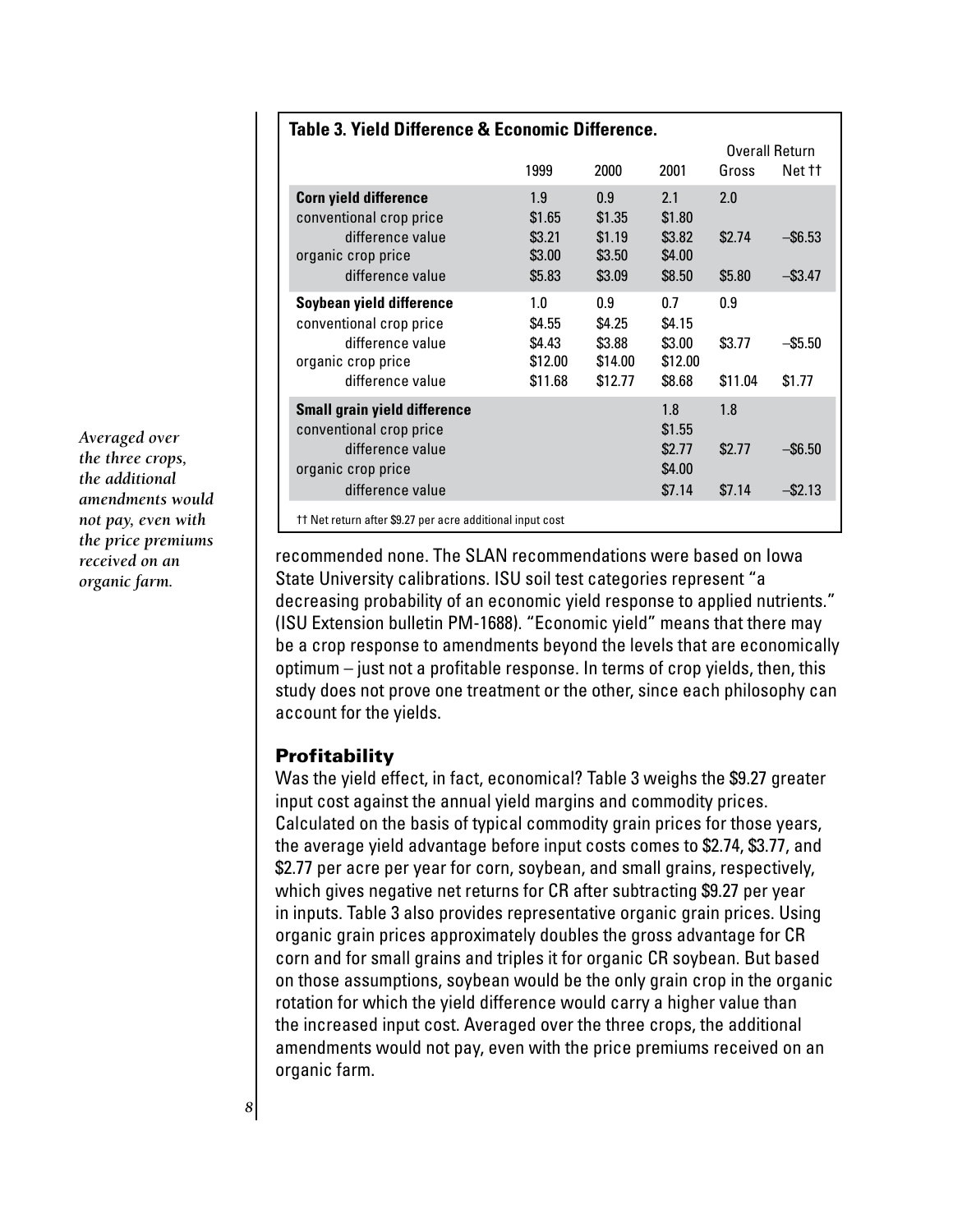**Table 3. Yield Difference & Economic Difference.**

| | 1999 | 2000 | 2001 | Overall Return Gross | Net †† |
|---|---|---|---|---|---|
| **Corn yield difference** | 1.9 | 0.9 | 2.1 | 2.0 | |
| conventional crop price | $1.65 | $1.35 | $1.80 | | |
| difference value | $3.21 | $1.19 | $3.82 | $2.74 | –$6.53 |
| organic crop price | $3.00 | $3.50 | $4.00 | | |
| difference value | $5.83 | $3.09 | $8.50 | $5.80 | –$3.47 |
| **Soybean yield difference** | 1.0 | 0.9 | 0.7 | 0.9 | |
| conventional crop price | $4.55 | $4.25 | $4.15 | | |
| difference value | $4.43 | $3.88 | $3.00 | $3.77 | –$5.50 |
| organic crop price | $12.00 | $14.00 | $12.00 | | |
| difference value | $11.68 | $12.77 | $8.68 | $11.04 | $1.77 |
| **Small grain yield difference** | | | 1.8 | 1.8 | |
| conventional crop price | | | $1.55 | | |
| difference value | | | $2.77 | $2.77 | –$6.50 |
| organic crop price | | | $4.00 | | |
| difference value | | | $7.14 | $7.14 | –$2.13 |

†† Net return after $9.27 per acre additional input cost

*Averaged over the three crops, the additional amendments would not pay, even with the price premiums received on an organic farm.*

recommended none. The SLAN recommendations were based on Iowa State University calibrations. ISU soil test categories represent "a decreasing probability of an economic yield response to applied nutrients." (ISU Extension bulletin PM-1688). "Economic yield" means that there may be a crop response to amendments beyond the levels that are economically optimum – just not a profitable response. In terms of crop yields, then, this study does not prove one treatment or the other, since each philosophy can account for the yields.

### Profitability

Was the yield effect, in fact, economical? Table 3 weighs the $9.27 greater input cost against the annual yield margins and commodity prices. Calculated on the basis of typical commodity grain prices for those years, the average yield advantage before input costs comes to $2.74, $3.77, and $2.77 per acre per year for corn, soybean, and small grains, respectively, which gives negative net returns for CR after subtracting $9.27 per year in inputs. Table 3 also provides representative organic grain prices. Using organic grain prices approximately doubles the gross advantage for CR corn and for small grains and triples it for organic CR soybean. But based on those assumptions, soybean would be the only grain crop in the organic rotation for which the yield difference would carry a higher value than the increased input cost. Averaged over the three crops, the additional amendments would not pay, even with the price premiums received on an organic farm.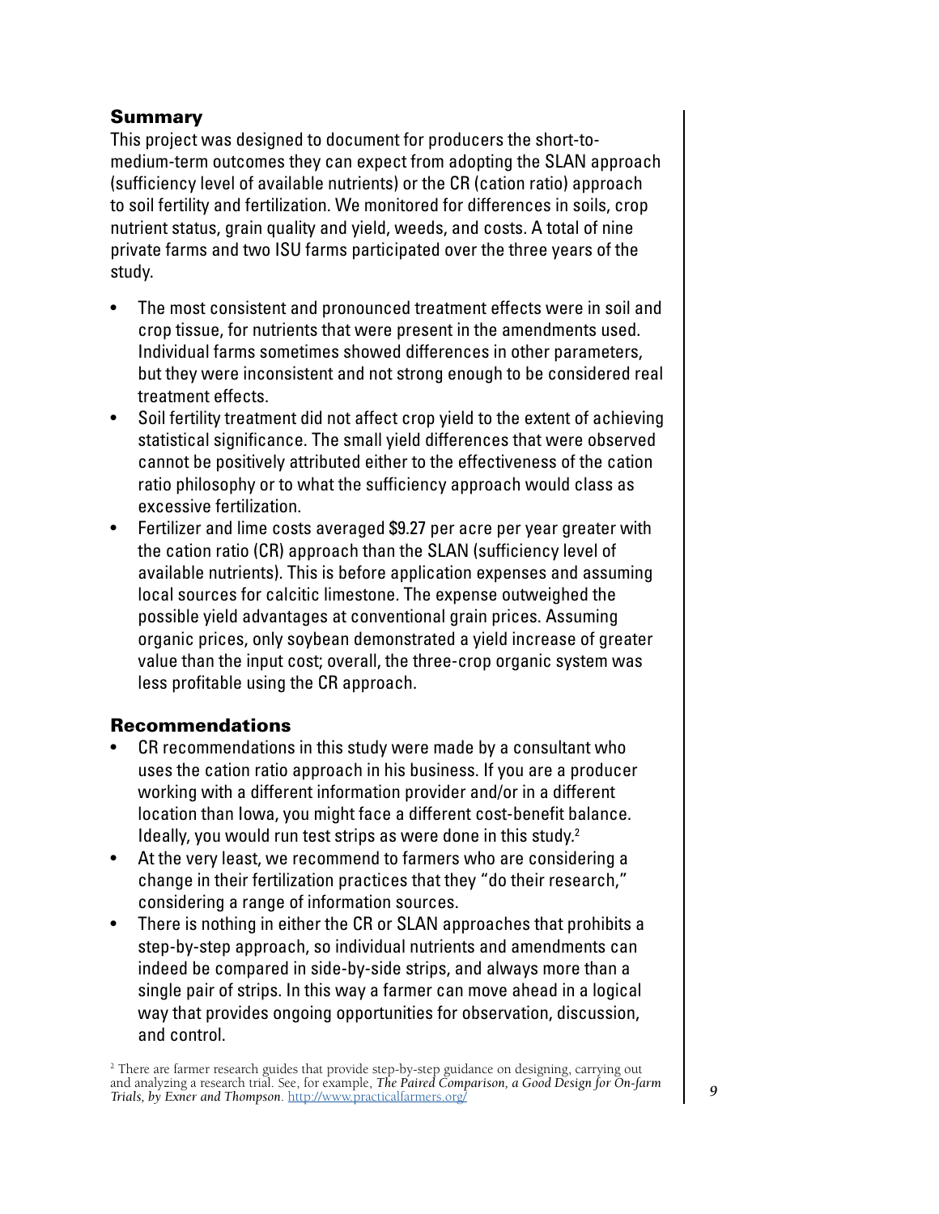## Summary

This project was designed to document for producers the short-to-medium-term outcomes they can expect from adopting the SLAN approach (sufficiency level of available nutrients) or the CR (cation ratio) approach to soil fertility and fertilization. We monitored for differences in soils, crop nutrient status, grain quality and yield, weeds, and costs. A total of nine private farms and two ISU farms participated over the three years of the study.

- The most consistent and pronounced treatment effects were in soil and crop tissue, for nutrients that were present in the amendments used. Individual farms sometimes showed differences in other parameters, but they were inconsistent and not strong enough to be considered real treatment effects.
- Soil fertility treatment did not affect crop yield to the extent of achieving statistical significance. The small yield differences that were observed cannot be positively attributed either to the effectiveness of the cation ratio philosophy or to what the sufficiency approach would class as excessive fertilization.
- Fertilizer and lime costs averaged $9.27 per acre per year greater with the cation ratio (CR) approach than the SLAN (sufficiency level of available nutrients). This is before application expenses and assuming local sources for calcitic limestone. The expense outweighed the possible yield advantages at conventional grain prices. Assuming organic prices, only soybean demonstrated a yield increase of greater value than the input cost; overall, the three-crop organic system was less profitable using the CR approach.

## Recommendations

- CR recommendations in this study were made by a consultant who uses the cation ratio approach in his business. If you are a producer working with a different information provider and/or in a different location than Iowa, you might face a different cost-benefit balance. Ideally, you would run test strips as were done in this study.[2]
- At the very least, we recommend to farmers who are considering a change in their fertilization practices that they "do their research," considering a range of information sources.
- There is nothing in either the CR or SLAN approaches that prohibits a step-by-step approach, so individual nutrients and amendments can indeed be compared in side-by-side strips, and always more than a single pair of strips. In this way a farmer can move ahead in a logical way that provides ongoing opportunities for observation, discussion, and control.

[2] There are farmer research guides that provide step-by-step guidance on designing, carrying out and analyzing a research trial. See, for example, *The Paired Comparison, a Good Design for On-farm Trials, by Exner and Thompson*. http://www.practicalfarmers.org/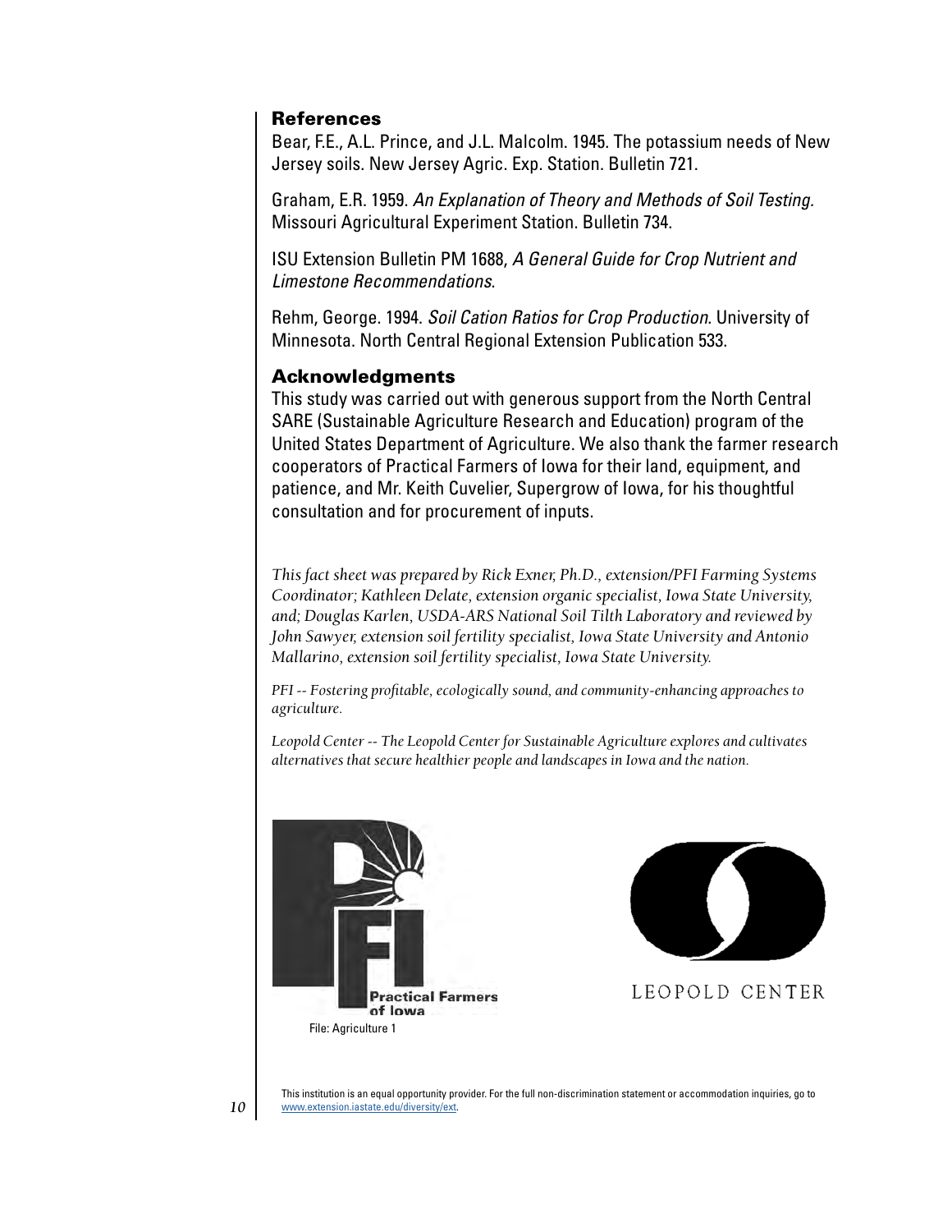## References

Bear, F.E., A.L. Prince, and J.L. Malcolm. 1945. The potassium needs of New Jersey soils. New Jersey Agric. Exp. Station. Bulletin 721.

Graham, E.R. 1959. *An Explanation of Theory and Methods of Soil Testing.* Missouri Agricultural Experiment Station. Bulletin 734.

ISU Extension Bulletin PM 1688, *A General Guide for Crop Nutrient and Limestone Recommendations*.

Rehm, George. 1994. *Soil Cation Ratios for Crop Production*. University of Minnesota. North Central Regional Extension Publication 533.

## Acknowledgments

This study was carried out with generous support from the North Central SARE (Sustainable Agriculture Research and Education) program of the United States Department of Agriculture. We also thank the farmer research cooperators of Practical Farmers of Iowa for their land, equipment, and patience, and Mr. Keith Cuvelier, Supergrow of Iowa, for his thoughtful consultation and for procurement of inputs.

*This fact sheet was prepared by Rick Exner, Ph.D., extension/PFI Farming Systems Coordinator; Kathleen Delate, extension organic specialist, Iowa State University, and; Douglas Karlen, USDA-ARS National Soil Tilth Laboratory and reviewed by John Sawyer, extension soil fertility specialist, Iowa State University and Antonio Mallarino, extension soil fertility specialist, Iowa State University.*

*PFI -- Fostering profitable, ecologically sound, and community-enhancing approaches to agriculture.*

*Leopold Center -- The Leopold Center for Sustainable Agriculture explores and cultivates alternatives that secure healthier people and landscapes in Iowa and the nation.*

Practical Farmers of Iowa

LEOPOLD CENTER

File: Agriculture 1

This institution is an equal opportunity provider. For the full non-discrimination statement or accommodation inquiries, go to www.extension.iastate.edu/diversity/ext.